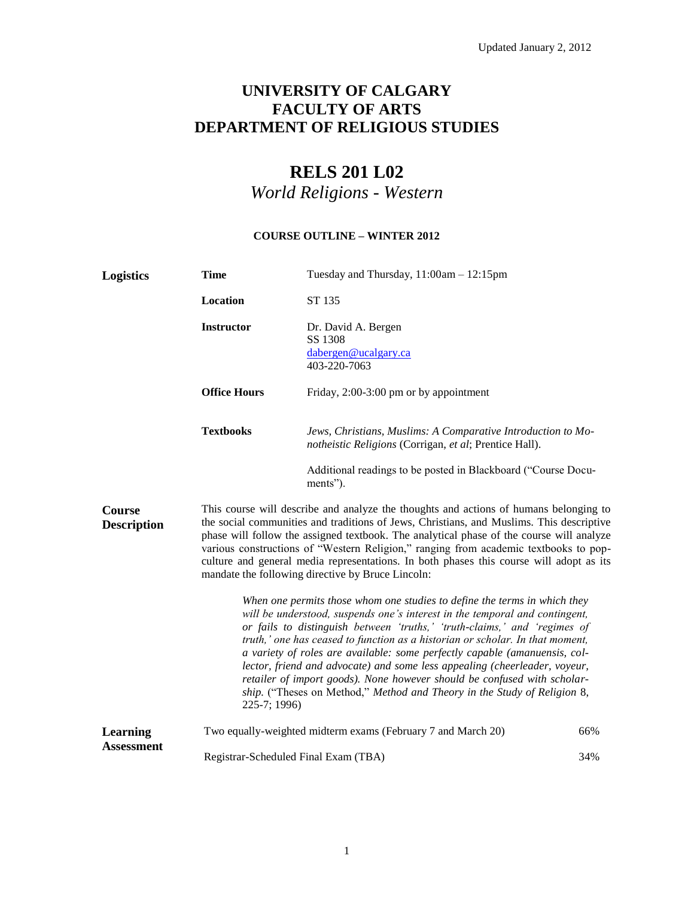Updated January 2, 2012

# UNIVERSITY OF CALGARY
# FACULTY OF ARTS
# DEPARTMENT OF RELIGIOUS STUDIES

## RELS 201 L02
*World Religions - Western*

**COURSE OUTLINE – WINTER 2012**

**Logistics**

**Time** — Tuesday and Thursday, 11:00am – 12:15pm

**Location** — ST 135

**Instructor** — Dr. David A. Bergen
SS 1308
dabergen@ucalgary.ca
403-220-7063

**Office Hours** — Friday, 2:00-3:00 pm or by appointment

**Textbooks** — *Jews, Christians, Muslims: A Comparative Introduction to Monotheistic Religions* (Corrigan, *et al*; Prentice Hall).

Additional readings to be posted in Blackboard ("Course Documents").

**Course Description**

This course will describe and analyze the thoughts and actions of humans belonging to the social communities and traditions of Jews, Christians, and Muslims. This descriptive phase will follow the assigned textbook. The analytical phase of the course will analyze various constructions of "Western Religion," ranging from academic textbooks to pop-culture and general media representations. In both phases this course will adopt as its mandate the following directive by Bruce Lincoln:

> *When one permits those whom one studies to define the terms in which they will be understood, suspends one's interest in the temporal and contingent, or fails to distinguish between 'truths,' 'truth-claims,' and 'regimes of truth,' one has ceased to function as a historian or scholar. In that moment, a variety of roles are available: some perfectly capable (amanuensis, collector, friend and advocate) and some less appealing (cheerleader, voyeur, retailer of import goods). None however should be confused with scholarship.* ("Theses on Method," *Method and Theory in the Study of Religion* 8, 225-7; 1996)

**Learning Assessment**

| Assessment | Weight |
|---|---|
| Two equally-weighted midterm exams (February 7 and March 20) | 66% |
| Registrar-Scheduled Final Exam (TBA) | 34% |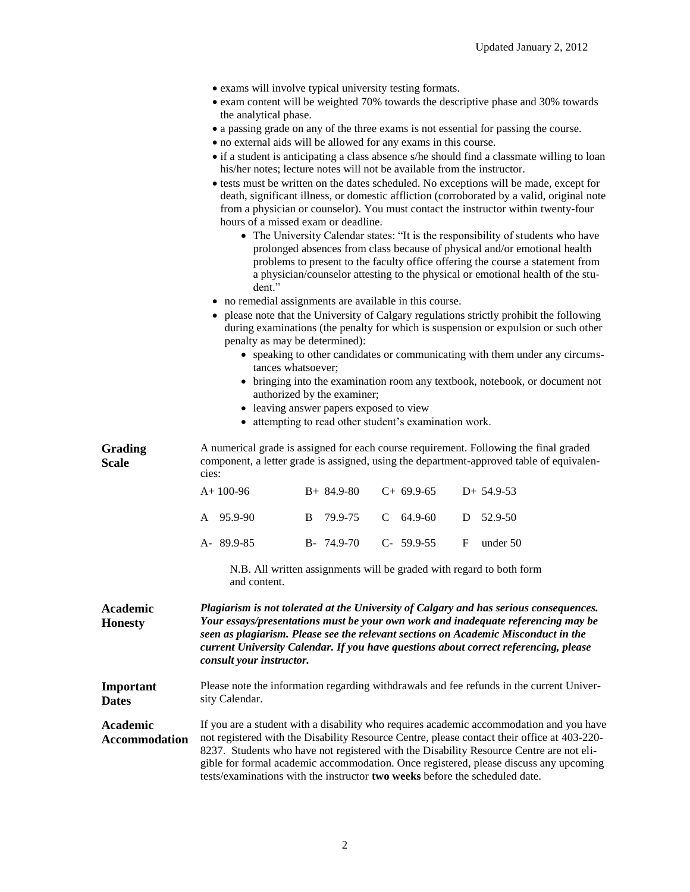- exams will involve typical university testing formats.
- exam content will be weighted 70% towards the descriptive phase and 30% towards the analytical phase.
- a passing grade on any of the three exams is not essential for passing the course.
- no external aids will be allowed for any exams in this course.
- if a student is anticipating a class absence s/he should find a classmate willing to loan his/her notes; lecture notes will not be available from the instructor.
- tests must be written on the dates scheduled. No exceptions will be made, except for death, significant illness, or domestic affliction (corroborated by a valid, original note from a physician or counselor). You must contact the instructor within twenty-four hours of a missed exam or deadline.
  - The University Calendar states: "It is the responsibility of students who have prolonged absences from class because of physical and/or emotional health problems to present to the faculty office offering the course a statement from a physician/counselor attesting to the physical or emotional health of the student."
- no remedial assignments are available in this course.
- please note that the University of Calgary regulations strictly prohibit the following during examinations (the penalty for which is suspension or expulsion or such other penalty as may be determined):
  - speaking to other candidates or communicating with them under any circumstances whatsoever;
  - bringing into the examination room any textbook, notebook, or document not authorized by the examiner;
  - leaving answer papers exposed to view
  - attempting to read other student's examination work.

**Grading Scale**

A numerical grade is assigned for each course requirement. Following the final graded component, a letter grade is assigned, using the department-approved table of equivalencies:

| | | | |
|---|---|---|---|
| A+ 100-96 | B+ 84.9-80 | C+ 69.9-65 | D+ 54.9-53 |
| A 95.9-90 | B 79.9-75 | C 64.9-60 | D 52.9-50 |
| A- 89.9-85 | B- 74.9-70 | C- 59.9-55 | F under 50 |

N.B. All written assignments will be graded with regard to both form and content.

**Academic Honesty**

***Plagiarism is not tolerated at the University of Calgary and has serious consequences. Your essays/presentations must be your own work and inadequate referencing may be seen as plagiarism. Please see the relevant sections on Academic Misconduct in the current University Calendar. If you have questions about correct referencing, please consult your instructor.***

**Important Dates**

Please note the information regarding withdrawals and fee refunds in the current University Calendar.

**Academic Accommodation**

If you are a student with a disability who requires academic accommodation and you have not registered with the Disability Resource Centre, please contact their office at 403-220-8237. Students who have not registered with the Disability Resource Centre are not eligible for formal academic accommodation. Once registered, please discuss any upcoming tests/examinations with the instructor **two weeks** before the scheduled date.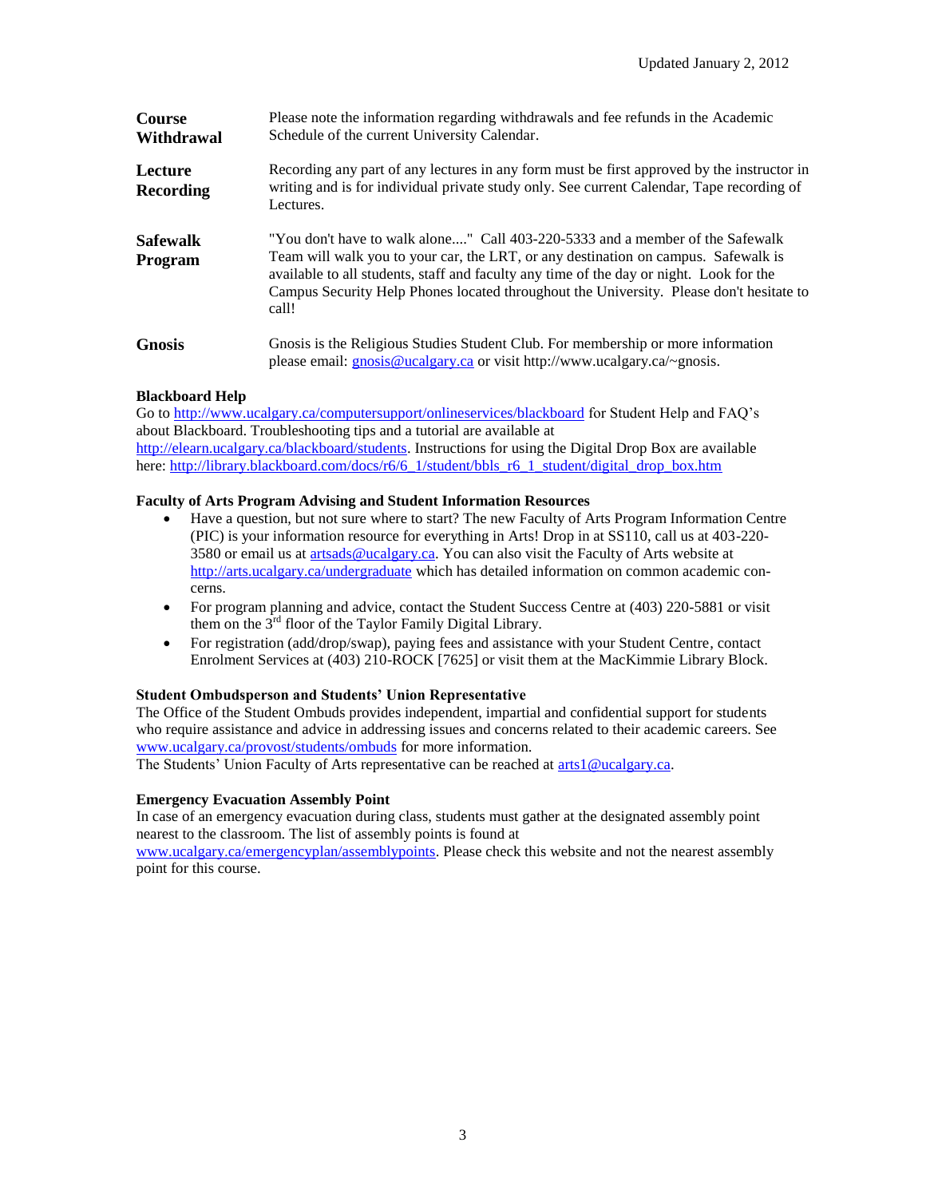**Course Withdrawal** Please note the information regarding withdrawals and fee refunds in the Academic Schedule of the current University Calendar.

**Lecture Recording** Recording any part of any lectures in any form must be first approved by the instructor in writing and is for individual private study only. See current Calendar, Tape recording of Lectures.

**Safewalk Program** "You don't have to walk alone...." Call 403-220-5333 and a member of the Safewalk Team will walk you to your car, the LRT, or any destination on campus. Safewalk is available to all students, staff and faculty any time of the day or night. Look for the Campus Security Help Phones located throughout the University. Please don't hesitate to call!

**Gnosis** Gnosis is the Religious Studies Student Club. For membership or more information please email: gnosis@ucalgary.ca or visit http://www.ucalgary.ca/~gnosis.

**Blackboard Help**
Go to http://www.ucalgary.ca/computersupport/onlineservices/blackboard for Student Help and FAQ's about Blackboard. Troubleshooting tips and a tutorial are available at http://elearn.ucalgary.ca/blackboard/students. Instructions for using the Digital Drop Box are available here: http://library.blackboard.com/docs/r6/6_1/student/bbls_r6_1_student/digital_drop_box.htm

**Faculty of Arts Program Advising and Student Information Resources**

- Have a question, but not sure where to start? The new Faculty of Arts Program Information Centre (PIC) is your information resource for everything in Arts! Drop in at SS110, call us at 403-220-3580 or email us at artsads@ucalgary.ca. You can also visit the Faculty of Arts website at http://arts.ucalgary.ca/undergraduate which has detailed information on common academic concerns.
- For program planning and advice, contact the Student Success Centre at (403) 220-5881 or visit them on the 3rd floor of the Taylor Family Digital Library.
- For registration (add/drop/swap), paying fees and assistance with your Student Centre, contact Enrolment Services at (403) 210-ROCK [7625] or visit them at the MacKimmie Library Block.

**Student Ombudsperson and Students' Union Representative**
The Office of the Student Ombuds provides independent, impartial and confidential support for students who require assistance and advice in addressing issues and concerns related to their academic careers. See www.ucalgary.ca/provost/students/ombuds for more information.
The Students' Union Faculty of Arts representative can be reached at arts1@ucalgary.ca.

**Emergency Evacuation Assembly Point**
In case of an emergency evacuation during class, students must gather at the designated assembly point nearest to the classroom. The list of assembly points is found at www.ucalgary.ca/emergencyplan/assemblypoints. Please check this website and not the nearest assembly point for this course.